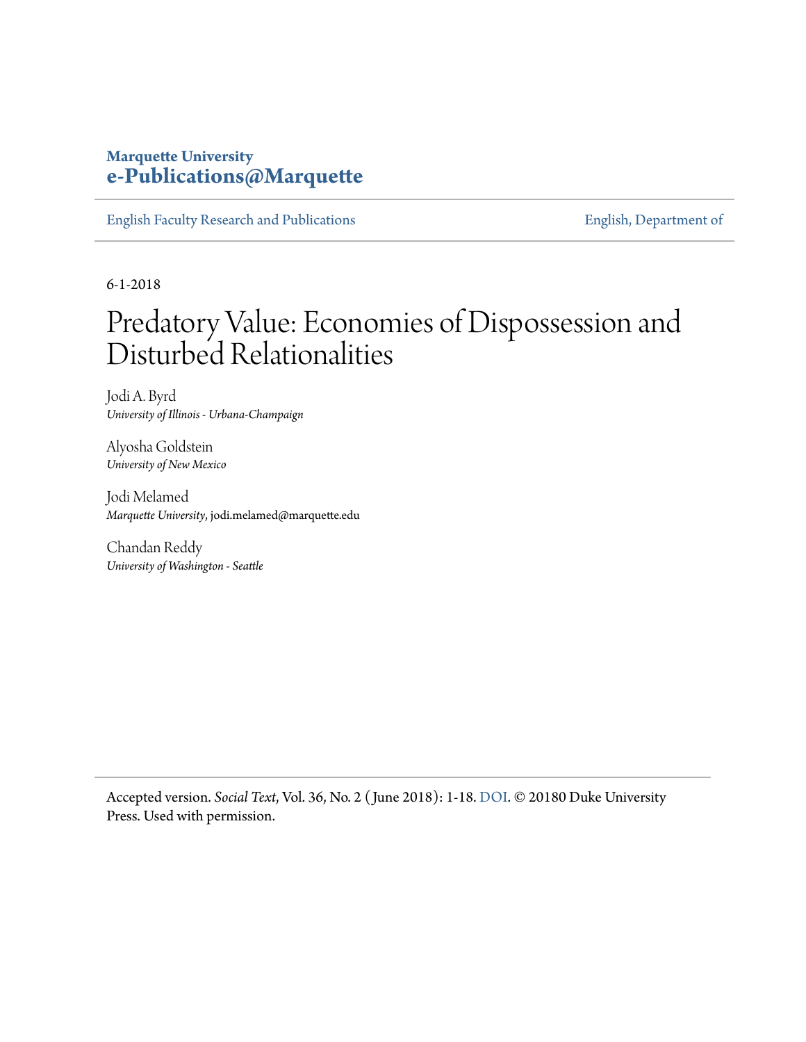**Marquette University**
**e-Publications@Marquette**

English Faculty Research and Publications — English, Department of

6-1-2018

# Predatory Value: Economies of Dispossession and Disturbed Relationalities

Jodi A. Byrd
*University of Illinois - Urbana-Champaign*

Alyosha Goldstein
*University of New Mexico*

Jodi Melamed
*Marquette University*, jodi.melamed@marquette.edu

Chandan Reddy
*University of Washington - Seattle*

Accepted version. *Social Text*, Vol. 36, No. 2 (June 2018): 1-18. DOI. © 20180 Duke University Press. Used with permission.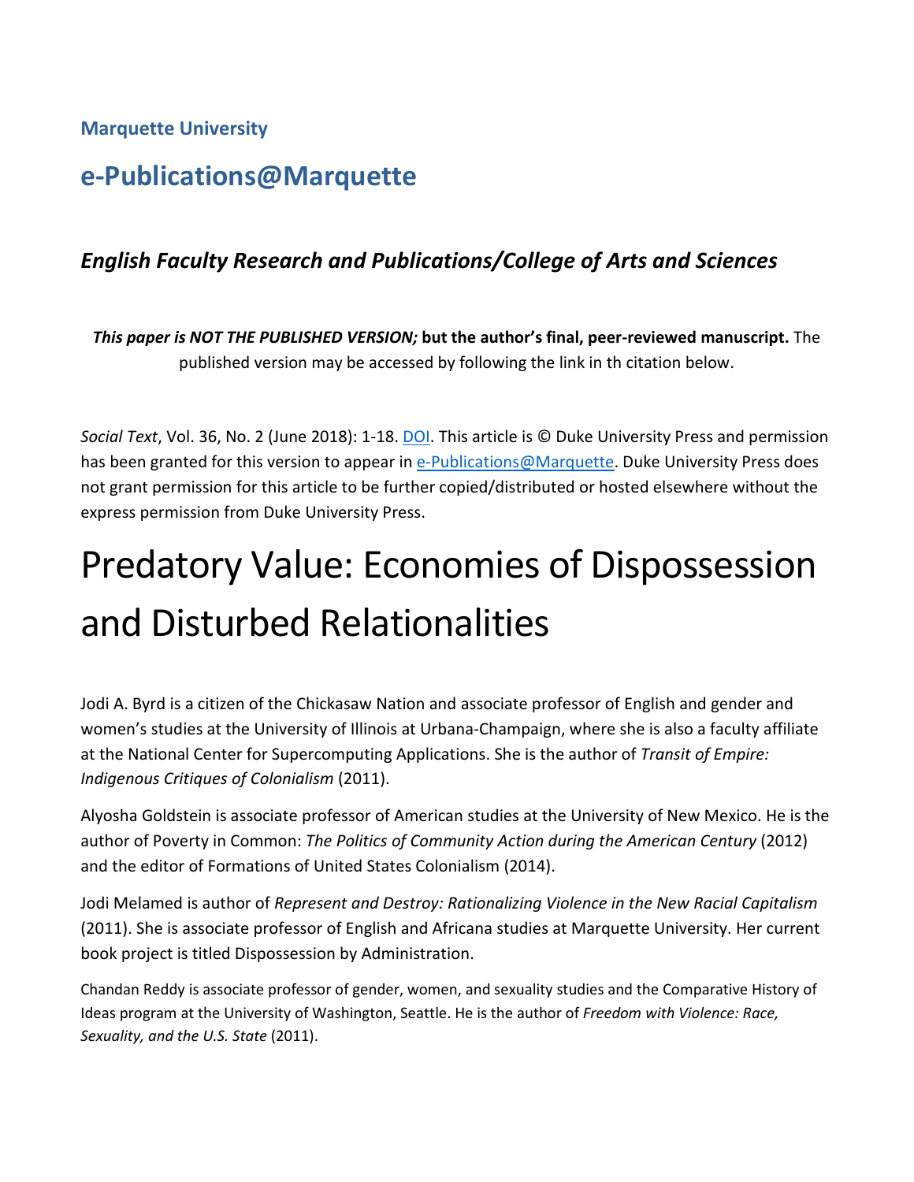**Marquette University**

## e-Publications@Marquette

### *English Faculty Research and Publications/College of Arts and Sciences*

***This paper is NOT THE PUBLISHED VERSION;* but the author's final, peer-reviewed manuscript.** The published version may be accessed by following the link in th citation below.

*Social Text*, Vol. 36, No. 2 (June 2018): 1-18. DOI. This article is © Duke University Press and permission has been granted for this version to appear in e-Publications@Marquette. Duke University Press does not grant permission for this article to be further copied/distributed or hosted elsewhere without the express permission from Duke University Press.

# Predatory Value: Economies of Dispossession and Disturbed Relationalities

Jodi A. Byrd is a citizen of the Chickasaw Nation and associate professor of English and gender and women's studies at the University of Illinois at Urbana-Champaign, where she is also a faculty affiliate at the National Center for Supercomputing Applications. She is the author of *Transit of Empire: Indigenous Critiques of Colonialism* (2011).

Alyosha Goldstein is associate professor of American studies at the University of New Mexico. He is the author of Poverty in Common: *The Politics of Community Action during the American Century* (2012) and the editor of Formations of United States Colonialism (2014).

Jodi Melamed is author of *Represent and Destroy: Rationalizing Violence in the New Racial Capitalism* (2011). She is associate professor of English and Africana studies at Marquette University. Her current book project is titled Dispossession by Administration.

Chandan Reddy is associate professor of gender, women, and sexuality studies and the Comparative History of Ideas program at the University of Washington, Seattle. He is the author of *Freedom with Violence: Race, Sexuality, and the U.S. State* (2011).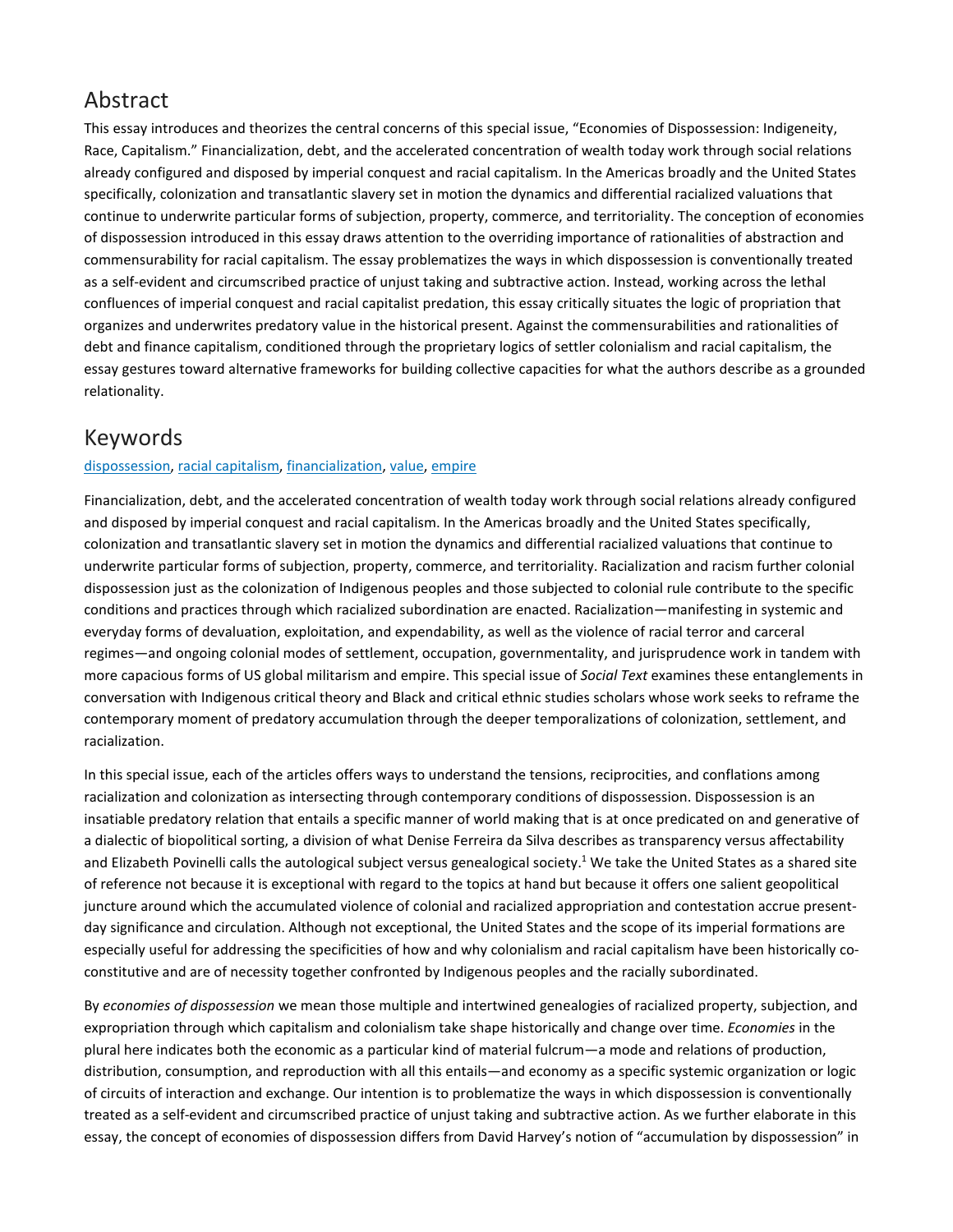## Abstract

This essay introduces and theorizes the central concerns of this special issue, "Economies of Dispossession: Indigeneity, Race, Capitalism." Financialization, debt, and the accelerated concentration of wealth today work through social relations already configured and disposed by imperial conquest and racial capitalism. In the Americas broadly and the United States specifically, colonization and transatlantic slavery set in motion the dynamics and differential racialized valuations that continue to underwrite particular forms of subjection, property, commerce, and territoriality. The conception of economies of dispossession introduced in this essay draws attention to the overriding importance of rationalities of abstraction and commensurability for racial capitalism. The essay problematizes the ways in which dispossession is conventionally treated as a self-evident and circumscribed practice of unjust taking and subtractive action. Instead, working across the lethal confluences of imperial conquest and racial capitalist predation, this essay critically situates the logic of propriation that organizes and underwrites predatory value in the historical present. Against the commensurabilities and rationalities of debt and finance capitalism, conditioned through the proprietary logics of settler colonialism and racial capitalism, the essay gestures toward alternative frameworks for building collective capacities for what the authors describe as a grounded relationality.

## Keywords

dispossession, racial capitalism, financialization, value, empire

Financialization, debt, and the accelerated concentration of wealth today work through social relations already configured and disposed by imperial conquest and racial capitalism. In the Americas broadly and the United States specifically, colonization and transatlantic slavery set in motion the dynamics and differential racialized valuations that continue to underwrite particular forms of subjection, property, commerce, and territoriality. Racialization and racism further colonial dispossession just as the colonization of Indigenous peoples and those subjected to colonial rule contribute to the specific conditions and practices through which racialized subordination are enacted. Racialization—manifesting in systemic and everyday forms of devaluation, exploitation, and expendability, as well as the violence of racial terror and carceral regimes—and ongoing colonial modes of settlement, occupation, governmentality, and jurisprudence work in tandem with more capacious forms of US global militarism and empire. This special issue of *Social Text* examines these entanglements in conversation with Indigenous critical theory and Black and critical ethnic studies scholars whose work seeks to reframe the contemporary moment of predatory accumulation through the deeper temporalizations of colonization, settlement, and racialization.

In this special issue, each of the articles offers ways to understand the tensions, reciprocities, and conflations among racialization and colonization as intersecting through contemporary conditions of dispossession. Dispossession is an insatiable predatory relation that entails a specific manner of world making that is at once predicated on and generative of a dialectic of biopolitical sorting, a division of what Denise Ferreira da Silva describes as transparency versus affectability and Elizabeth Povinelli calls the autological subject versus genealogical society.[1] We take the United States as a shared site of reference not because it is exceptional with regard to the topics at hand but because it offers one salient geopolitical juncture around which the accumulated violence of colonial and racialized appropriation and contestation accrue present-day significance and circulation. Although not exceptional, the United States and the scope of its imperial formations are especially useful for addressing the specificities of how and why colonialism and racial capitalism have been historically co-constitutive and are of necessity together confronted by Indigenous peoples and the racially subordinated.

By *economies of dispossession* we mean those multiple and intertwined genealogies of racialized property, subjection, and expropriation through which capitalism and colonialism take shape historically and change over time. *Economies* in the plural here indicates both the economic as a particular kind of material fulcrum—a mode and relations of production, distribution, consumption, and reproduction with all this entails—and economy as a specific systemic organization or logic of circuits of interaction and exchange. Our intention is to problematize the ways in which dispossession is conventionally treated as a self-evident and circumscribed practice of unjust taking and subtractive action. As we further elaborate in this essay, the concept of economies of dispossession differs from David Harvey's notion of "accumulation by dispossession" in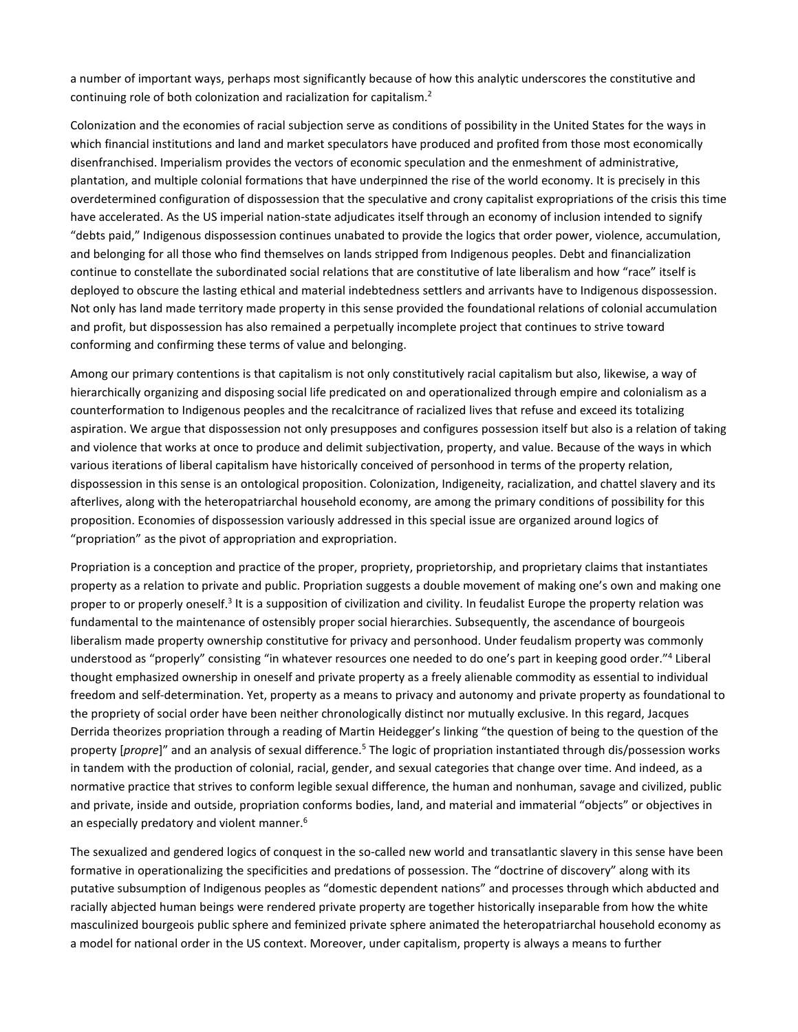a number of important ways, perhaps most significantly because of how this analytic underscores the constitutive and continuing role of both colonization and racialization for capitalism.[2]

Colonization and the economies of racial subjection serve as conditions of possibility in the United States for the ways in which financial institutions and land and market speculators have produced and profited from those most economically disenfranchised. Imperialism provides the vectors of economic speculation and the enmeshment of administrative, plantation, and multiple colonial formations that have underpinned the rise of the world economy. It is precisely in this overdetermined configuration of dispossession that the speculative and crony capitalist expropriations of the crisis this time have accelerated. As the US imperial nation-state adjudicates itself through an economy of inclusion intended to signify "debts paid," Indigenous dispossession continues unabated to provide the logics that order power, violence, accumulation, and belonging for all those who find themselves on lands stripped from Indigenous peoples. Debt and financialization continue to constellate the subordinated social relations that are constitutive of late liberalism and how "race" itself is deployed to obscure the lasting ethical and material indebtedness settlers and arrivants have to Indigenous dispossession. Not only has land made territory made property in this sense provided the foundational relations of colonial accumulation and profit, but dispossession has also remained a perpetually incomplete project that continues to strive toward conforming and confirming these terms of value and belonging.

Among our primary contentions is that capitalism is not only constitutively racial capitalism but also, likewise, a way of hierarchically organizing and disposing social life predicated on and operationalized through empire and colonialism as a counterformation to Indigenous peoples and the recalcitrance of racialized lives that refuse and exceed its totalizing aspiration. We argue that dispossession not only presupposes and configures possession itself but also is a relation of taking and violence that works at once to produce and delimit subjectivation, property, and value. Because of the ways in which various iterations of liberal capitalism have historically conceived of personhood in terms of the property relation, dispossession in this sense is an ontological proposition. Colonization, Indigeneity, racialization, and chattel slavery and its afterlives, along with the heteropatriarchal household economy, are among the primary conditions of possibility for this proposition. Economies of dispossession variously addressed in this special issue are organized around logics of "propriation" as the pivot of appropriation and expropriation.

Propriation is a conception and practice of the proper, propriety, proprietorship, and proprietary claims that instantiates property as a relation to private and public. Propriation suggests a double movement of making one's own and making one proper to or properly oneself.[3] It is a supposition of civilization and civility. In feudalist Europe the property relation was fundamental to the maintenance of ostensibly proper social hierarchies. Subsequently, the ascendance of bourgeois liberalism made property ownership constitutive for privacy and personhood. Under feudalism property was commonly understood as "properly" consisting "in whatever resources one needed to do one's part in keeping good order."[4] Liberal thought emphasized ownership in oneself and private property as a freely alienable commodity as essential to individual freedom and self-determination. Yet, property as a means to privacy and autonomy and private property as foundational to the propriety of social order have been neither chronologically distinct nor mutually exclusive. In this regard, Jacques Derrida theorizes propriation through a reading of Martin Heidegger's linking "the question of being to the question of the property [*propre*]" and an analysis of sexual difference.[5] The logic of propriation instantiated through dis/possession works in tandem with the production of colonial, racial, gender, and sexual categories that change over time. And indeed, as a normative practice that strives to conform legible sexual difference, the human and nonhuman, savage and civilized, public and private, inside and outside, propriation conforms bodies, land, and material and immaterial "objects" or objectives in an especially predatory and violent manner.[6]

The sexualized and gendered logics of conquest in the so-called new world and transatlantic slavery in this sense have been formative in operationalizing the specificities and predations of possession. The "doctrine of discovery" along with its putative subsumption of Indigenous peoples as "domestic dependent nations" and processes through which abducted and racially abjected human beings were rendered private property are together historically inseparable from how the white masculinized bourgeois public sphere and feminized private sphere animated the heteropatriarchal household economy as a model for national order in the US context. Moreover, under capitalism, property is always a means to further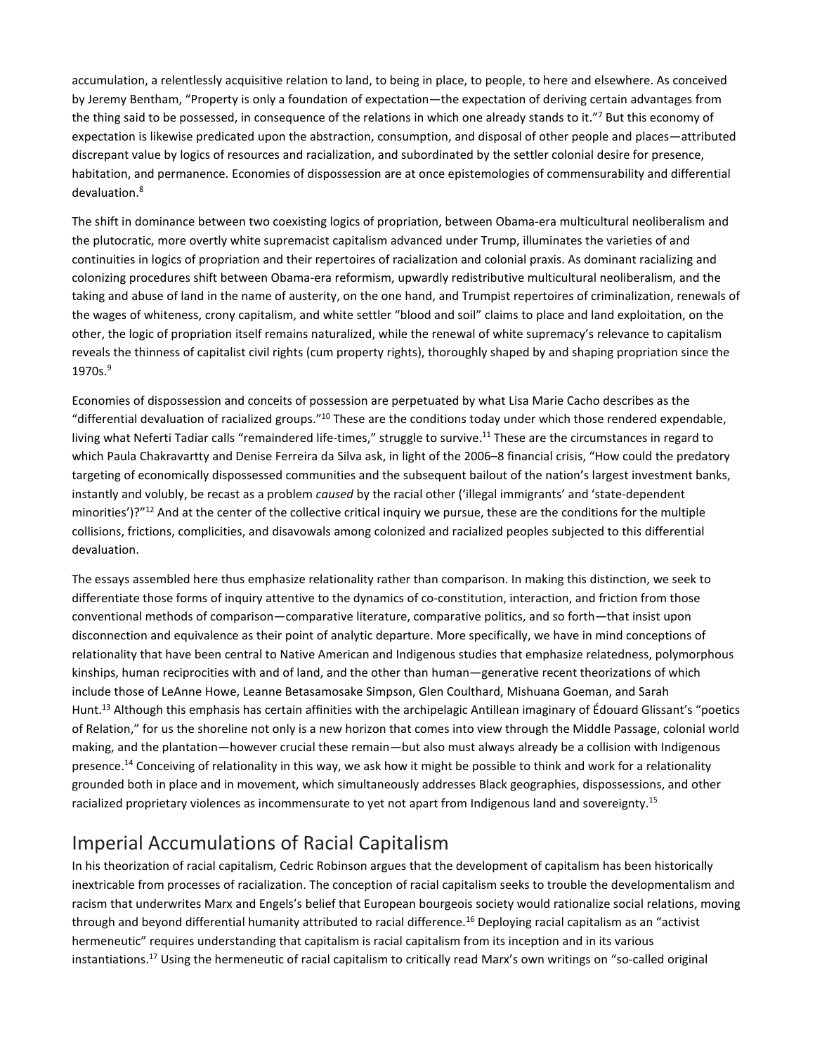accumulation, a relentlessly acquisitive relation to land, to being in place, to people, to here and elsewhere. As conceived by Jeremy Bentham, "Property is only a foundation of expectation—the expectation of deriving certain advantages from the thing said to be possessed, in consequence of the relations in which one already stands to it."[7] But this economy of expectation is likewise predicated upon the abstraction, consumption, and disposal of other people and places—attributed discrepant value by logics of resources and racialization, and subordinated by the settler colonial desire for presence, habitation, and permanence. Economies of dispossession are at once epistemologies of commensurability and differential devaluation.[8]

The shift in dominance between two coexisting logics of propriation, between Obama-era multicultural neoliberalism and the plutocratic, more overtly white supremacist capitalism advanced under Trump, illuminates the varieties of and continuities in logics of propriation and their repertoires of racialization and colonial praxis. As dominant racializing and colonizing procedures shift between Obama-era reformism, upwardly redistributive multicultural neoliberalism, and the taking and abuse of land in the name of austerity, on the one hand, and Trumpist repertoires of criminalization, renewals of the wages of whiteness, crony capitalism, and white settler "blood and soil" claims to place and land exploitation, on the other, the logic of propriation itself remains naturalized, while the renewal of white supremacy's relevance to capitalism reveals the thinness of capitalist civil rights (cum property rights), thoroughly shaped by and shaping propriation since the 1970s.[9]

Economies of dispossession and conceits of possession are perpetuated by what Lisa Marie Cacho describes as the "differential devaluation of racialized groups."[10] These are the conditions today under which those rendered expendable, living what Neferti Tadiar calls "remaindered life-times," struggle to survive.[11] These are the circumstances in regard to which Paula Chakravartty and Denise Ferreira da Silva ask, in light of the 2006–8 financial crisis, "How could the predatory targeting of economically dispossessed communities and the subsequent bailout of the nation's largest investment banks, instantly and volubly, be recast as a problem *caused* by the racial other ('illegal immigrants' and 'state-dependent minorities')?"[12] And at the center of the collective critical inquiry we pursue, these are the conditions for the multiple collisions, frictions, complicities, and disavowals among colonized and racialized peoples subjected to this differential devaluation.

The essays assembled here thus emphasize relationality rather than comparison. In making this distinction, we seek to differentiate those forms of inquiry attentive to the dynamics of co-constitution, interaction, and friction from those conventional methods of comparison—comparative literature, comparative politics, and so forth—that insist upon disconnection and equivalence as their point of analytic departure. More specifically, we have in mind conceptions of relationality that have been central to Native American and Indigenous studies that emphasize relatedness, polymorphous kinships, human reciprocities with and of land, and the other than human—generative recent theorizations of which include those of LeAnne Howe, Leanne Betasamosake Simpson, Glen Coulthard, Mishuana Goeman, and Sarah Hunt.[13] Although this emphasis has certain affinities with the archipelagic Antillean imaginary of Édouard Glissant's "poetics of Relation," for us the shoreline not only is a new horizon that comes into view through the Middle Passage, colonial world making, and the plantation—however crucial these remain—but also must always already be a collision with Indigenous presence.[14] Conceiving of relationality in this way, we ask how it might be possible to think and work for a relationality grounded both in place and in movement, which simultaneously addresses Black geographies, dispossessions, and other racialized proprietary violences as incommensurate to yet not apart from Indigenous land and sovereignty.[15]

## Imperial Accumulations of Racial Capitalism

In his theorization of racial capitalism, Cedric Robinson argues that the development of capitalism has been historically inextricable from processes of racialization. The conception of racial capitalism seeks to trouble the developmentalism and racism that underwrites Marx and Engels's belief that European bourgeois society would rationalize social relations, moving through and beyond differential humanity attributed to racial difference.[16] Deploying racial capitalism as an "activist hermeneutic" requires understanding that capitalism is racial capitalism from its inception and in its various instantiations.[17] Using the hermeneutic of racial capitalism to critically read Marx's own writings on "so-called original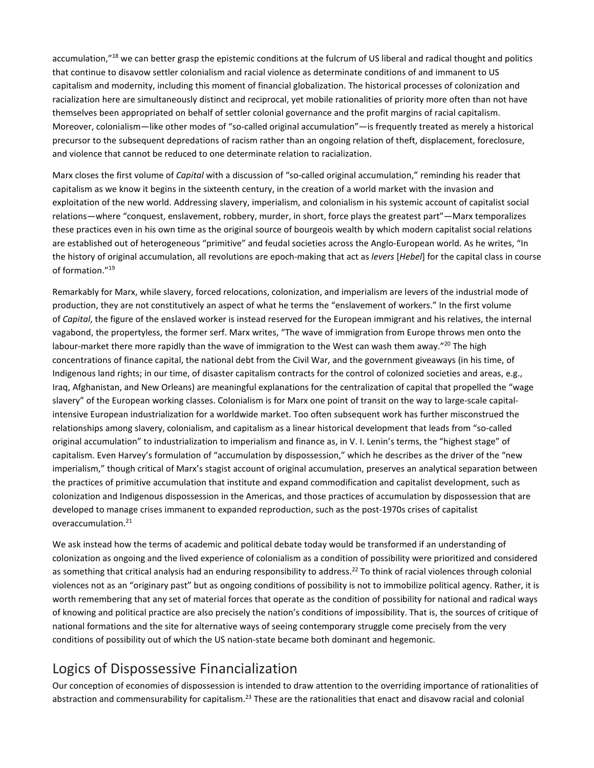accumulation,"[18] we can better grasp the epistemic conditions at the fulcrum of US liberal and radical thought and politics that continue to disavow settler colonialism and racial violence as determinate conditions of and immanent to US capitalism and modernity, including this moment of financial globalization. The historical processes of colonization and racialization here are simultaneously distinct and reciprocal, yet mobile rationalities of priority more often than not have themselves been appropriated on behalf of settler colonial governance and the profit margins of racial capitalism. Moreover, colonialism—like other modes of "so-called original accumulation"—is frequently treated as merely a historical precursor to the subsequent depredations of racism rather than an ongoing relation of theft, displacement, foreclosure, and violence that cannot be reduced to one determinate relation to racialization.

Marx closes the first volume of *Capital* with a discussion of "so-called original accumulation," reminding his reader that capitalism as we know it begins in the sixteenth century, in the creation of a world market with the invasion and exploitation of the new world. Addressing slavery, imperialism, and colonialism in his systemic account of capitalist social relations—where "conquest, enslavement, robbery, murder, in short, force plays the greatest part"—Marx temporalizes these practices even in his own time as the original source of bourgeois wealth by which modern capitalist social relations are established out of heterogeneous "primitive" and feudal societies across the Anglo-European world. As he writes, "In the history of original accumulation, all revolutions are epoch-making that act as *levers* [*Hebel*] for the capital class in course of formation."[19]

Remarkably for Marx, while slavery, forced relocations, colonization, and imperialism are levers of the industrial mode of production, they are not constitutively an aspect of what he terms the "enslavement of workers." In the first volume of *Capital*, the figure of the enslaved worker is instead reserved for the European immigrant and his relatives, the internal vagabond, the propertyless, the former serf. Marx writes, "The wave of immigration from Europe throws men onto the labour-market there more rapidly than the wave of immigration to the West can wash them away."[20] The high concentrations of finance capital, the national debt from the Civil War, and the government giveaways (in his time, of Indigenous land rights; in our time, of disaster capitalism contracts for the control of colonized societies and areas, e.g., Iraq, Afghanistan, and New Orleans) are meaningful explanations for the centralization of capital that propelled the "wage slavery" of the European working classes. Colonialism is for Marx one point of transit on the way to large-scale capital-intensive European industrialization for a worldwide market. Too often subsequent work has further misconstrued the relationships among slavery, colonialism, and capitalism as a linear historical development that leads from "so-called original accumulation" to industrialization to imperialism and finance as, in V. I. Lenin's terms, the "highest stage" of capitalism. Even Harvey's formulation of "accumulation by dispossession," which he describes as the driver of the "new imperialism," though critical of Marx's stagist account of original accumulation, preserves an analytical separation between the practices of primitive accumulation that institute and expand commodification and capitalist development, such as colonization and Indigenous dispossession in the Americas, and those practices of accumulation by dispossession that are developed to manage crises immanent to expanded reproduction, such as the post-1970s crises of capitalist overaccumulation.[21]

We ask instead how the terms of academic and political debate today would be transformed if an understanding of colonization as ongoing and the lived experience of colonialism as a condition of possibility were prioritized and considered as something that critical analysis had an enduring responsibility to address.[22] To think of racial violences through colonial violences not as an "originary past" but as ongoing conditions of possibility is not to immobilize political agency. Rather, it is worth remembering that any set of material forces that operate as the condition of possibility for national and radical ways of knowing and political practice are also precisely the nation's conditions of impossibility. That is, the sources of critique of national formations and the site for alternative ways of seeing contemporary struggle come precisely from the very conditions of possibility out of which the US nation-state became both dominant and hegemonic.

## Logics of Dispossessive Financialization

Our conception of economies of dispossession is intended to draw attention to the overriding importance of rationalities of abstraction and commensurability for capitalism.[23] These are the rationalities that enact and disavow racial and colonial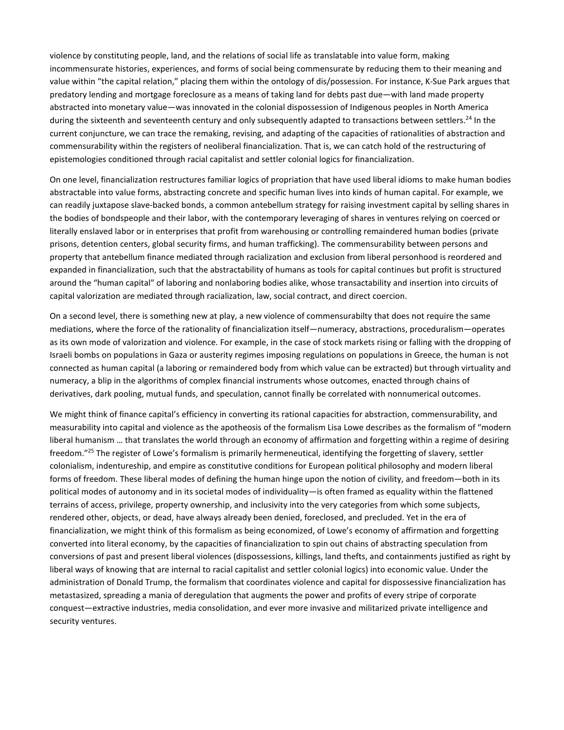violence by constituting people, land, and the relations of social life as translatable into value form, making incommensurate histories, experiences, and forms of social being commensurate by reducing them to their meaning and value within "the capital relation," placing them within the ontology of dis/possession. For instance, K-Sue Park argues that predatory lending and mortgage foreclosure as a means of taking land for debts past due—with land made property abstracted into monetary value—was innovated in the colonial dispossession of Indigenous peoples in North America during the sixteenth and seventeenth century and only subsequently adapted to transactions between settlers.[24] In the current conjuncture, we can trace the remaking, revising, and adapting of the capacities of rationalities of abstraction and commensurability within the registers of neoliberal financialization. That is, we can catch hold of the restructuring of epistemologies conditioned through racial capitalist and settler colonial logics for financialization.

On one level, financialization restructures familiar logics of propriation that have used liberal idioms to make human bodies abstractable into value forms, abstracting concrete and specific human lives into kinds of human capital. For example, we can readily juxtapose slave-backed bonds, a common antebellum strategy for raising investment capital by selling shares in the bodies of bondspeople and their labor, with the contemporary leveraging of shares in ventures relying on coerced or literally enslaved labor or in enterprises that profit from warehousing or controlling remaindered human bodies (private prisons, detention centers, global security firms, and human trafficking). The commensurability between persons and property that antebellum finance mediated through racialization and exclusion from liberal personhood is reordered and expanded in financialization, such that the abstractability of humans as tools for capital continues but profit is structured around the "human capital" of laboring and nonlaboring bodies alike, whose transactability and insertion into circuits of capital valorization are mediated through racialization, law, social contract, and direct coercion.

On a second level, there is something new at play, a new violence of commensurabilty that does not require the same mediations, where the force of the rationality of financialization itself—numeracy, abstractions, proceduralism—operates as its own mode of valorization and violence. For example, in the case of stock markets rising or falling with the dropping of Israeli bombs on populations in Gaza or austerity regimes imposing regulations on populations in Greece, the human is not connected as human capital (a laboring or remaindered body from which value can be extracted) but through virtuality and numeracy, a blip in the algorithms of complex financial instruments whose outcomes, enacted through chains of derivatives, dark pooling, mutual funds, and speculation, cannot finally be correlated with nonnumerical outcomes.

We might think of finance capital's efficiency in converting its rational capacities for abstraction, commensurability, and measurability into capital and violence as the apotheosis of the formalism Lisa Lowe describes as the formalism of "modern liberal humanism … that translates the world through an economy of affirmation and forgetting within a regime of desiring freedom."[25] The register of Lowe's formalism is primarily hermeneutical, identifying the forgetting of slavery, settler colonialism, indentureship, and empire as constitutive conditions for European political philosophy and modern liberal forms of freedom. These liberal modes of defining the human hinge upon the notion of civility, and freedom—both in its political modes of autonomy and in its societal modes of individuality—is often framed as equality within the flattened terrains of access, privilege, property ownership, and inclusivity into the very categories from which some subjects, rendered other, objects, or dead, have always already been denied, foreclosed, and precluded. Yet in the era of financialization, we might think of this formalism as being economized, of Lowe's economy of affirmation and forgetting converted into literal economy, by the capacities of financialization to spin out chains of abstracting speculation from conversions of past and present liberal violences (dispossessions, killings, land thefts, and containments justified as right by liberal ways of knowing that are internal to racial capitalist and settler colonial logics) into economic value. Under the administration of Donald Trump, the formalism that coordinates violence and capital for dispossessive financialization has metastasized, spreading a mania of deregulation that augments the power and profits of every stripe of corporate conquest—extractive industries, media consolidation, and ever more invasive and militarized private intelligence and security ventures.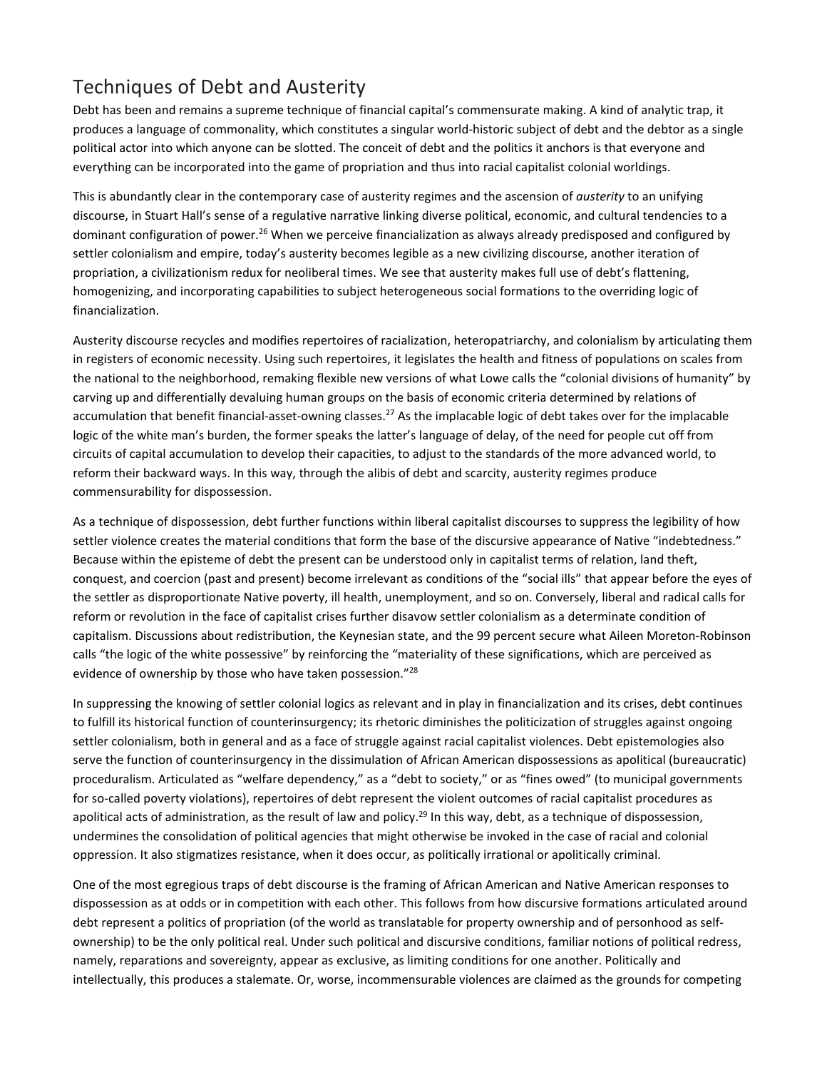## Techniques of Debt and Austerity

Debt has been and remains a supreme technique of financial capital's commensurate making. A kind of analytic trap, it produces a language of commonality, which constitutes a singular world-historic subject of debt and the debtor as a single political actor into which anyone can be slotted. The conceit of debt and the politics it anchors is that everyone and everything can be incorporated into the game of propriation and thus into racial capitalist colonial worldings.

This is abundantly clear in the contemporary case of austerity regimes and the ascension of *austerity* to an unifying discourse, in Stuart Hall's sense of a regulative narrative linking diverse political, economic, and cultural tendencies to a dominant configuration of power.[26] When we perceive financialization as always already predisposed and configured by settler colonialism and empire, today's austerity becomes legible as a new civilizing discourse, another iteration of propriation, a civilizationism redux for neoliberal times. We see that austerity makes full use of debt's flattening, homogenizing, and incorporating capabilities to subject heterogeneous social formations to the overriding logic of financialization.

Austerity discourse recycles and modifies repertoires of racialization, heteropatriarchy, and colonialism by articulating them in registers of economic necessity. Using such repertoires, it legislates the health and fitness of populations on scales from the national to the neighborhood, remaking flexible new versions of what Lowe calls the "colonial divisions of humanity" by carving up and differentially devaluing human groups on the basis of economic criteria determined by relations of accumulation that benefit financial-asset-owning classes.[27] As the implacable logic of debt takes over for the implacable logic of the white man's burden, the former speaks the latter's language of delay, of the need for people cut off from circuits of capital accumulation to develop their capacities, to adjust to the standards of the more advanced world, to reform their backward ways. In this way, through the alibis of debt and scarcity, austerity regimes produce commensurability for dispossession.

As a technique of dispossession, debt further functions within liberal capitalist discourses to suppress the legibility of how settler violence creates the material conditions that form the base of the discursive appearance of Native "indebtedness." Because within the episteme of debt the present can be understood only in capitalist terms of relation, land theft, conquest, and coercion (past and present) become irrelevant as conditions of the "social ills" that appear before the eyes of the settler as disproportionate Native poverty, ill health, unemployment, and so on. Conversely, liberal and radical calls for reform or revolution in the face of capitalist crises further disavow settler colonialism as a determinate condition of capitalism. Discussions about redistribution, the Keynesian state, and the 99 percent secure what Aileen Moreton-Robinson calls "the logic of the white possessive" by reinforcing the "materiality of these significations, which are perceived as evidence of ownership by those who have taken possession."[28]

In suppressing the knowing of settler colonial logics as relevant and in play in financialization and its crises, debt continues to fulfill its historical function of counterinsurgency; its rhetoric diminishes the politicization of struggles against ongoing settler colonialism, both in general and as a face of struggle against racial capitalist violences. Debt epistemologies also serve the function of counterinsurgency in the dissimulation of African American dispossessions as apolitical (bureaucratic) proceduralism. Articulated as "welfare dependency," as a "debt to society," or as "fines owed" (to municipal governments for so-called poverty violations), repertoires of debt represent the violent outcomes of racial capitalist procedures as apolitical acts of administration, as the result of law and policy.[29] In this way, debt, as a technique of dispossession, undermines the consolidation of political agencies that might otherwise be invoked in the case of racial and colonial oppression. It also stigmatizes resistance, when it does occur, as politically irrational or apolitically criminal.

One of the most egregious traps of debt discourse is the framing of African American and Native American responses to dispossession as at odds or in competition with each other. This follows from how discursive formations articulated around debt represent a politics of propriation (of the world as translatable for property ownership and of personhood as self-ownership) to be the only political real. Under such political and discursive conditions, familiar notions of political redress, namely, reparations and sovereignty, appear as exclusive, as limiting conditions for one another. Politically and intellectually, this produces a stalemate. Or, worse, incommensurable violences are claimed as the grounds for competing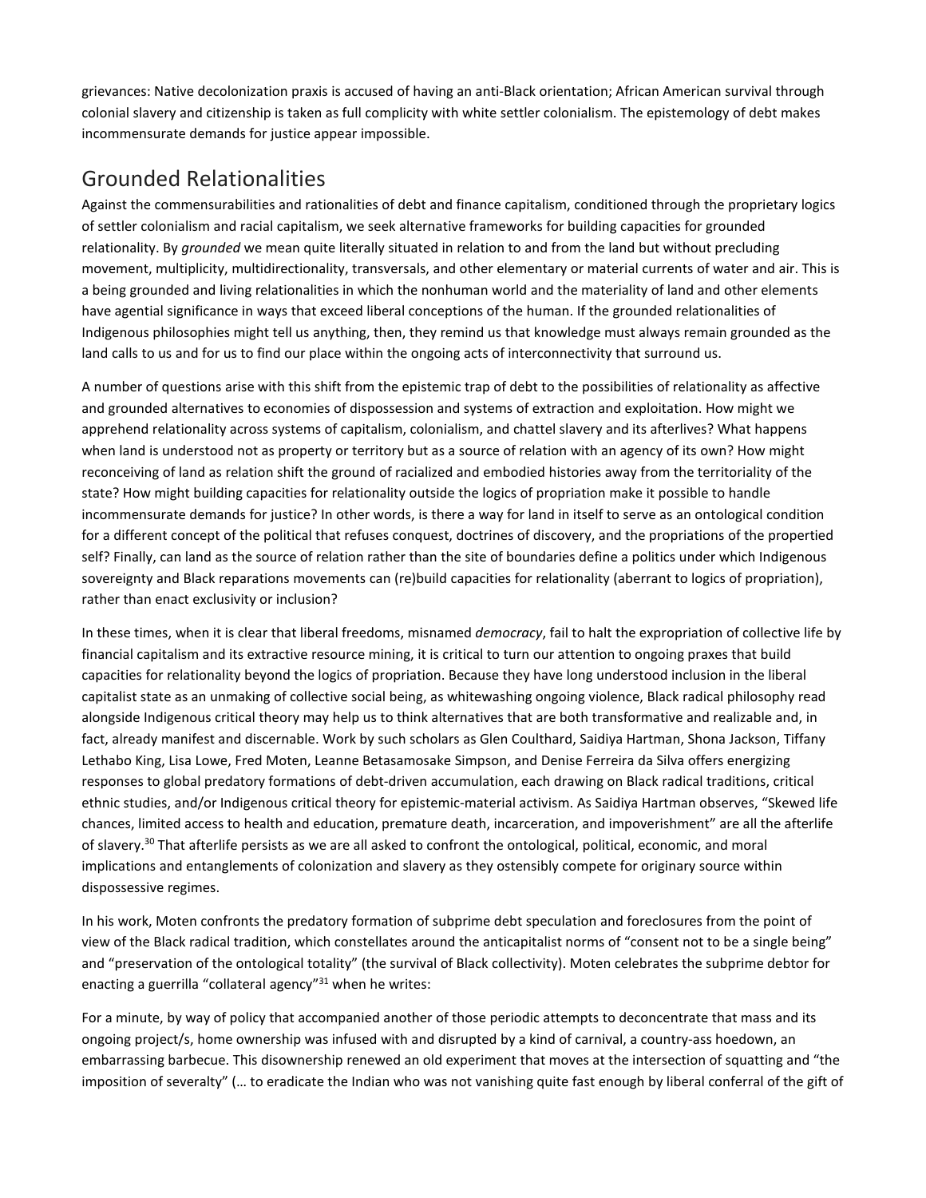grievances: Native decolonization praxis is accused of having an anti-Black orientation; African American survival through colonial slavery and citizenship is taken as full complicity with white settler colonialism. The epistemology of debt makes incommensurate demands for justice appear impossible.

## Grounded Relationalities

Against the commensurabilities and rationalities of debt and finance capitalism, conditioned through the proprietary logics of settler colonialism and racial capitalism, we seek alternative frameworks for building capacities for grounded relationality. By *grounded* we mean quite literally situated in relation to and from the land but without precluding movement, multiplicity, multidirectionality, transversals, and other elementary or material currents of water and air. This is a being grounded and living relationalities in which the nonhuman world and the materiality of land and other elements have agential significance in ways that exceed liberal conceptions of the human. If the grounded relationalities of Indigenous philosophies might tell us anything, then, they remind us that knowledge must always remain grounded as the land calls to us and for us to find our place within the ongoing acts of interconnectivity that surround us.

A number of questions arise with this shift from the epistemic trap of debt to the possibilities of relationality as affective and grounded alternatives to economies of dispossession and systems of extraction and exploitation. How might we apprehend relationality across systems of capitalism, colonialism, and chattel slavery and its afterlives? What happens when land is understood not as property or territory but as a source of relation with an agency of its own? How might reconceiving of land as relation shift the ground of racialized and embodied histories away from the territoriality of the state? How might building capacities for relationality outside the logics of propriation make it possible to handle incommensurate demands for justice? In other words, is there a way for land in itself to serve as an ontological condition for a different concept of the political that refuses conquest, doctrines of discovery, and the propriations of the propertied self? Finally, can land as the source of relation rather than the site of boundaries define a politics under which Indigenous sovereignty and Black reparations movements can (re)build capacities for relationality (aberrant to logics of propriation), rather than enact exclusivity or inclusion?

In these times, when it is clear that liberal freedoms, misnamed *democracy*, fail to halt the expropriation of collective life by financial capitalism and its extractive resource mining, it is critical to turn our attention to ongoing praxes that build capacities for relationality beyond the logics of propriation. Because they have long understood inclusion in the liberal capitalist state as an unmaking of collective social being, as whitewashing ongoing violence, Black radical philosophy read alongside Indigenous critical theory may help us to think alternatives that are both transformative and realizable and, in fact, already manifest and discernable. Work by such scholars as Glen Coulthard, Saidiya Hartman, Shona Jackson, Tiffany Lethabo King, Lisa Lowe, Fred Moten, Leanne Betasamosake Simpson, and Denise Ferreira da Silva offers energizing responses to global predatory formations of debt-driven accumulation, each drawing on Black radical traditions, critical ethnic studies, and/or Indigenous critical theory for epistemic-material activism. As Saidiya Hartman observes, "Skewed life chances, limited access to health and education, premature death, incarceration, and impoverishment" are all the afterlife of slavery.[30] That afterlife persists as we are all asked to confront the ontological, political, economic, and moral implications and entanglements of colonization and slavery as they ostensibly compete for originary source within dispossessive regimes.

In his work, Moten confronts the predatory formation of subprime debt speculation and foreclosures from the point of view of the Black radical tradition, which constellates around the anticapitalist norms of "consent not to be a single being" and "preservation of the ontological totality" (the survival of Black collectivity). Moten celebrates the subprime debtor for enacting a guerrilla "collateral agency"[31] when he writes:

For a minute, by way of policy that accompanied another of those periodic attempts to deconcentrate that mass and its ongoing project/s, home ownership was infused with and disrupted by a kind of carnival, a country-ass hoedown, an embarrassing barbecue. This disownership renewed an old experiment that moves at the intersection of squatting and "the imposition of severalty" (… to eradicate the Indian who was not vanishing quite fast enough by liberal conferral of the gift of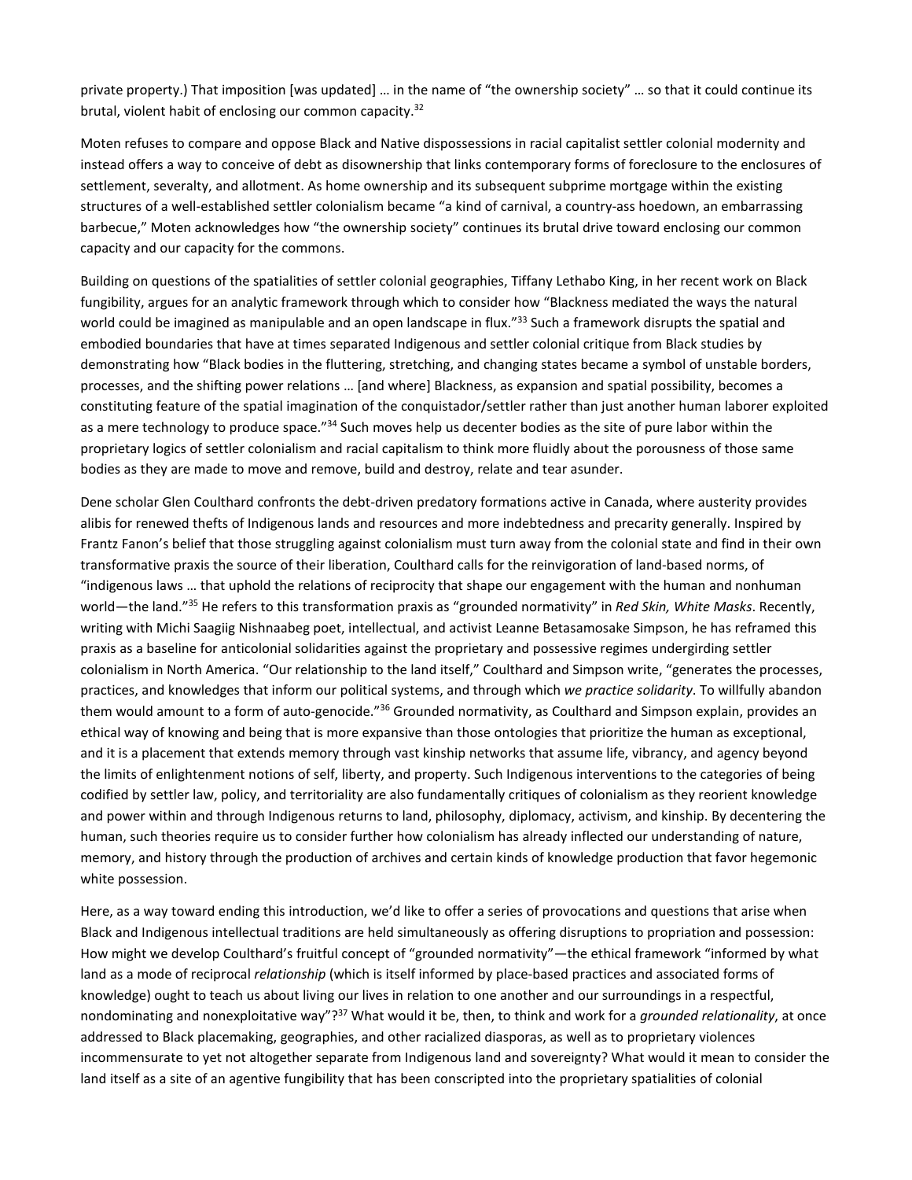private property.) That imposition [was updated] … in the name of "the ownership society" … so that it could continue its brutal, violent habit of enclosing our common capacity.[32]

Moten refuses to compare and oppose Black and Native dispossessions in racial capitalist settler colonial modernity and instead offers a way to conceive of debt as disownership that links contemporary forms of foreclosure to the enclosures of settlement, severalty, and allotment. As home ownership and its subsequent subprime mortgage within the existing structures of a well-established settler colonialism became "a kind of carnival, a country-ass hoedown, an embarrassing barbecue," Moten acknowledges how "the ownership society" continues its brutal drive toward enclosing our common capacity and our capacity for the commons.

Building on questions of the spatialities of settler colonial geographies, Tiffany Lethabo King, in her recent work on Black fungibility, argues for an analytic framework through which to consider how "Blackness mediated the ways the natural world could be imagined as manipulable and an open landscape in flux."[33] Such a framework disrupts the spatial and embodied boundaries that have at times separated Indigenous and settler colonial critique from Black studies by demonstrating how "Black bodies in the fluttering, stretching, and changing states became a symbol of unstable borders, processes, and the shifting power relations … [and where] Blackness, as expansion and spatial possibility, becomes a constituting feature of the spatial imagination of the conquistador/settler rather than just another human laborer exploited as a mere technology to produce space."[34] Such moves help us decenter bodies as the site of pure labor within the proprietary logics of settler colonialism and racial capitalism to think more fluidly about the porousness of those same bodies as they are made to move and remove, build and destroy, relate and tear asunder.

Dene scholar Glen Coulthard confronts the debt-driven predatory formations active in Canada, where austerity provides alibis for renewed thefts of Indigenous lands and resources and more indebtedness and precarity generally. Inspired by Frantz Fanon's belief that those struggling against colonialism must turn away from the colonial state and find in their own transformative praxis the source of their liberation, Coulthard calls for the reinvigoration of land-based norms, of "indigenous laws … that uphold the relations of reciprocity that shape our engagement with the human and nonhuman world—the land."[35] He refers to this transformation praxis as "grounded normativity" in *Red Skin, White Masks*. Recently, writing with Michi Saagiig Nishnaabeg poet, intellectual, and activist Leanne Betasamosake Simpson, he has reframed this praxis as a baseline for anticolonial solidarities against the proprietary and possessive regimes undergirding settler colonialism in North America. "Our relationship to the land itself," Coulthard and Simpson write, "generates the processes, practices, and knowledges that inform our political systems, and through which *we practice solidarity*. To willfully abandon them would amount to a form of auto-genocide."[36] Grounded normativity, as Coulthard and Simpson explain, provides an ethical way of knowing and being that is more expansive than those ontologies that prioritize the human as exceptional, and it is a placement that extends memory through vast kinship networks that assume life, vibrancy, and agency beyond the limits of enlightenment notions of self, liberty, and property. Such Indigenous interventions to the categories of being codified by settler law, policy, and territoriality are also fundamentally critiques of colonialism as they reorient knowledge and power within and through Indigenous returns to land, philosophy, diplomacy, activism, and kinship. By decentering the human, such theories require us to consider further how colonialism has already inflected our understanding of nature, memory, and history through the production of archives and certain kinds of knowledge production that favor hegemonic white possession.

Here, as a way toward ending this introduction, we'd like to offer a series of provocations and questions that arise when Black and Indigenous intellectual traditions are held simultaneously as offering disruptions to propriation and possession: How might we develop Coulthard's fruitful concept of "grounded normativity"—the ethical framework "informed by what land as a mode of reciprocal *relationship* (which is itself informed by place-based practices and associated forms of knowledge) ought to teach us about living our lives in relation to one another and our surroundings in a respectful, nondominating and nonexploitative way"?[37] What would it be, then, to think and work for a *grounded relationality*, at once addressed to Black placemaking, geographies, and other racialized diasporas, as well as to proprietary violences incommensurate to yet not altogether separate from Indigenous land and sovereignty? What would it mean to consider the land itself as a site of an agentive fungibility that has been conscripted into the proprietary spatialities of colonial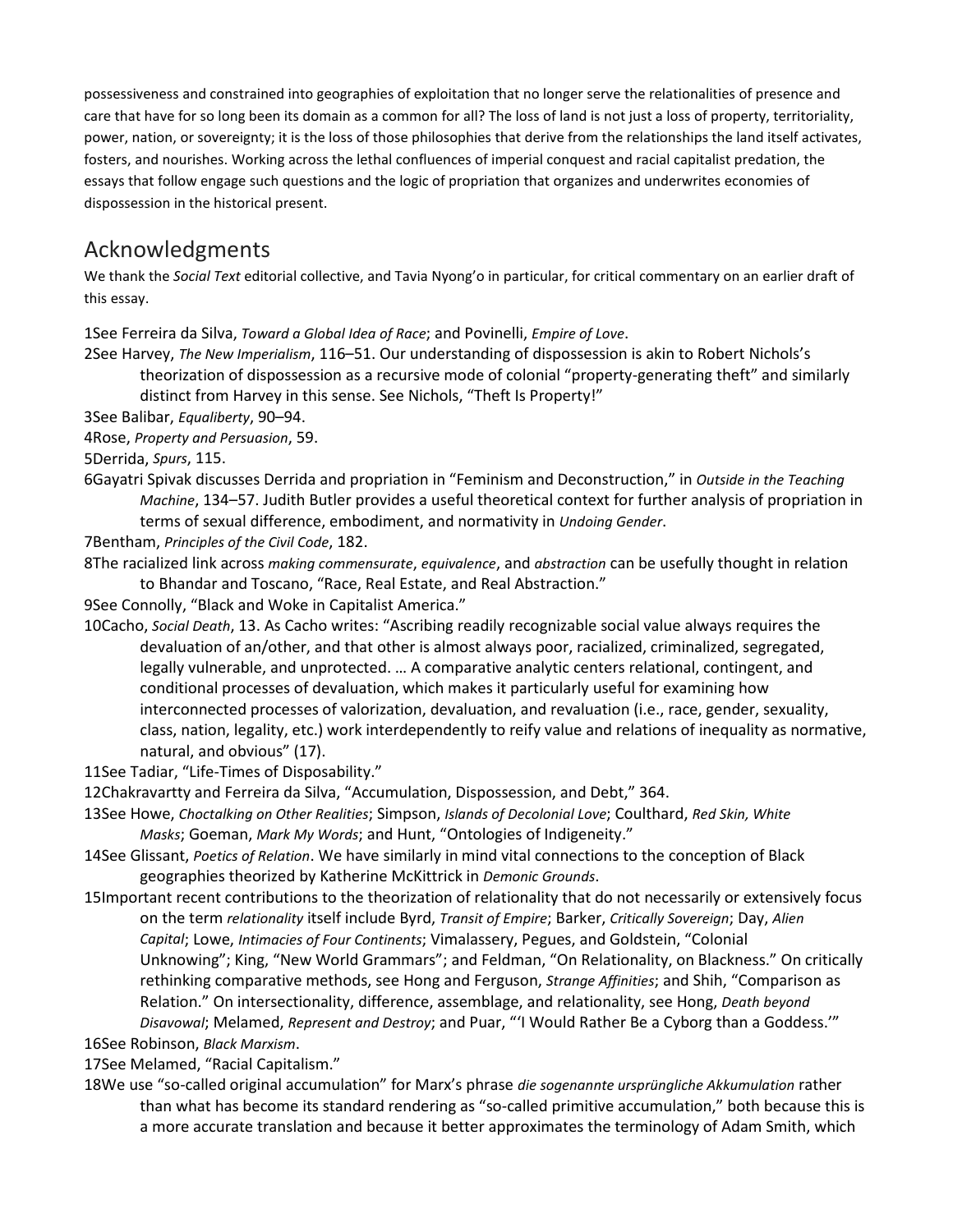possessiveness and constrained into geographies of exploitation that no longer serve the relationalities of presence and care that have for so long been its domain as a common for all? The loss of land is not just a loss of property, territoriality, power, nation, or sovereignty; it is the loss of those philosophies that derive from the relationships the land itself activates, fosters, and nourishes. Working across the lethal confluences of imperial conquest and racial capitalist predation, the essays that follow engage such questions and the logic of propriation that organizes and underwrites economies of dispossession in the historical present.

## Acknowledgments

We thank the *Social Text* editorial collective, and Tavia Nyong'o in particular, for critical commentary on an earlier draft of this essay.

1See Ferreira da Silva, *Toward a Global Idea of Race*; and Povinelli, *Empire of Love*.

2See Harvey, *The New Imperialism*, 116–51. Our understanding of dispossession is akin to Robert Nichols's theorization of dispossession as a recursive mode of colonial "property-generating theft" and similarly distinct from Harvey in this sense. See Nichols, "Theft Is Property!"

3See Balibar, *Equaliberty*, 90–94.

4Rose, *Property and Persuasion*, 59.

5Derrida, *Spurs*, 115.

6Gayatri Spivak discusses Derrida and propriation in "Feminism and Deconstruction," in *Outside in the Teaching Machine*, 134–57. Judith Butler provides a useful theoretical context for further analysis of propriation in terms of sexual difference, embodiment, and normativity in *Undoing Gender*.

7Bentham, *Principles of the Civil Code*, 182.

8The racialized link across *making commensurate*, *equivalence*, and *abstraction* can be usefully thought in relation to Bhandar and Toscano, "Race, Real Estate, and Real Abstraction."

9See Connolly, "Black and Woke in Capitalist America."

10Cacho, *Social Death*, 13. As Cacho writes: "Ascribing readily recognizable social value always requires the devaluation of an/other, and that other is almost always poor, racialized, criminalized, segregated, legally vulnerable, and unprotected. … A comparative analytic centers relational, contingent, and conditional processes of devaluation, which makes it particularly useful for examining how interconnected processes of valorization, devaluation, and revaluation (i.e., race, gender, sexuality, class, nation, legality, etc.) work interdependently to reify value and relations of inequality as normative, natural, and obvious" (17).

11See Tadiar, "Life-Times of Disposability."

12Chakravartty and Ferreira da Silva, "Accumulation, Dispossession, and Debt," 364.

13See Howe, *Choctalking on Other Realities*; Simpson, *Islands of Decolonial Love*; Coulthard, *Red Skin, White Masks*; Goeman, *Mark My Words*; and Hunt, "Ontologies of Indigeneity."

14See Glissant, *Poetics of Relation*. We have similarly in mind vital connections to the conception of Black geographies theorized by Katherine McKittrick in *Demonic Grounds*.

15Important recent contributions to the theorization of relationality that do not necessarily or extensively focus on the term *relationality* itself include Byrd, *Transit of Empire*; Barker, *Critically Sovereign*; Day, *Alien Capital*; Lowe, *Intimacies of Four Continents*; Vimalassery, Pegues, and Goldstein, "Colonial Unknowing"; King, "New World Grammars"; and Feldman, "On Relationality, on Blackness." On critically rethinking comparative methods, see Hong and Ferguson, *Strange Affinities*; and Shih, "Comparison as Relation." On intersectionality, difference, assemblage, and relationality, see Hong, *Death beyond Disavowal*; Melamed, *Represent and Destroy*; and Puar, "'I Would Rather Be a Cyborg than a Goddess.'"

16See Robinson, *Black Marxism*.

17See Melamed, "Racial Capitalism."

18We use "so-called original accumulation" for Marx's phrase *die sogenannte ursprüngliche Akkumulation* rather than what has become its standard rendering as "so-called primitive accumulation," both because this is a more accurate translation and because it better approximates the terminology of Adam Smith, which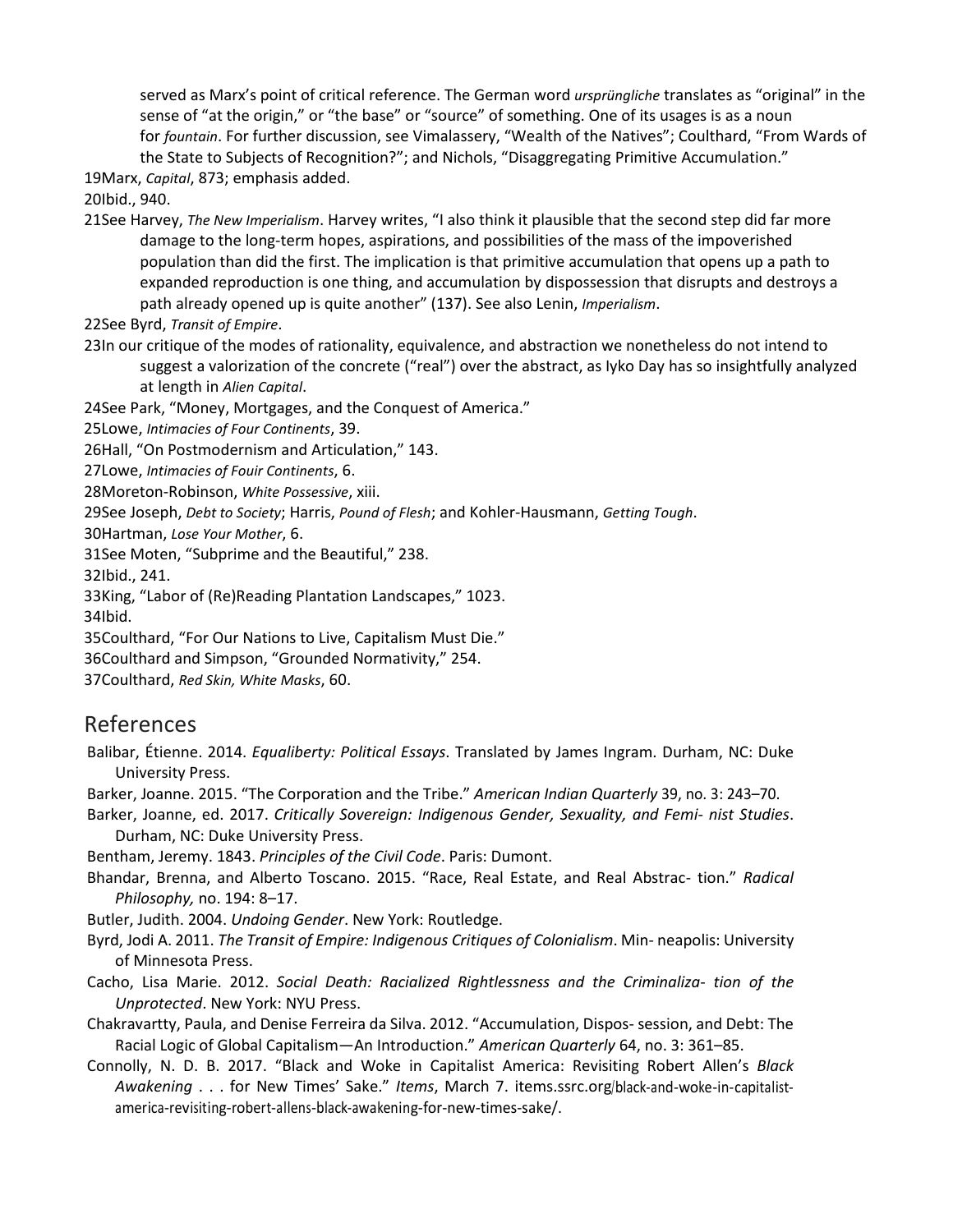served as Marx's point of critical reference. The German word *ursprüngliche* translates as "original" in the sense of "at the origin," or "the base" or "source" of something. One of its usages is as a noun for *fountain*. For further discussion, see Vimalassery, "Wealth of the Natives"; Coulthard, "From Wards of the State to Subjects of Recognition?"; and Nichols, "Disaggregating Primitive Accumulation."

19Marx, *Capital*, 873; emphasis added.

20Ibid., 940.

21See Harvey, *The New Imperialism*. Harvey writes, "I also think it plausible that the second step did far more damage to the long-term hopes, aspirations, and possibilities of the mass of the impoverished population than did the first. The implication is that primitive accumulation that opens up a path to expanded reproduction is one thing, and accumulation by dispossession that disrupts and destroys a path already opened up is quite another" (137). See also Lenin, *Imperialism*.

22See Byrd, *Transit of Empire*.

23In our critique of the modes of rationality, equivalence, and abstraction we nonetheless do not intend to suggest a valorization of the concrete ("real") over the abstract, as Iyko Day has so insightfully analyzed at length in *Alien Capital*.

24See Park, "Money, Mortgages, and the Conquest of America."

25Lowe, *Intimacies of Four Continents*, 39.

26Hall, "On Postmodernism and Articulation," 143.

27Lowe, *Intimacies of Fouir Continents*, 6.

28Moreton-Robinson, *White Possessive*, xiii.

29See Joseph, *Debt to Society*; Harris, *Pound of Flesh*; and Kohler-Hausmann, *Getting Tough*.

30Hartman, *Lose Your Mother*, 6.

31See Moten, "Subprime and the Beautiful," 238.

32Ibid., 241.

33King, "Labor of (Re)Reading Plantation Landscapes," 1023.

34Ibid.

35Coulthard, "For Our Nations to Live, Capitalism Must Die."

36Coulthard and Simpson, "Grounded Normativity," 254.

37Coulthard, *Red Skin, White Masks*, 60.

## References

Balibar, Étienne. 2014. *Equaliberty: Political Essays*. Translated by James Ingram. Durham, NC: Duke University Press.

Barker, Joanne. 2015. "The Corporation and the Tribe." *American Indian Quarterly* 39, no. 3: 243–70.

Barker, Joanne, ed. 2017. *Critically Sovereign: Indigenous Gender, Sexuality, and Femi- nist Studies*. Durham, NC: Duke University Press.

Bentham, Jeremy. 1843. *Principles of the Civil Code*. Paris: Dumont.

Bhandar, Brenna, and Alberto Toscano. 2015. "Race, Real Estate, and Real Abstrac- tion." *Radical Philosophy,* no. 194: 8–17.

Butler, Judith. 2004. *Undoing Gender*. New York: Routledge.

Byrd, Jodi A. 2011. *The Transit of Empire: Indigenous Critiques of Colonialism*. Min- neapolis: University of Minnesota Press.

Cacho, Lisa Marie. 2012. *Social Death: Racialized Rightlessness and the Criminaliza- tion of the Unprotected*. New York: NYU Press.

Chakravartty, Paula, and Denise Ferreira da Silva. 2012. "Accumulation, Dispos- session, and Debt: The Racial Logic of Global Capitalism—An Introduction." *American Quarterly* 64, no. 3: 361–85.

Connolly, N. D. B. 2017. "Black and Woke in Capitalist America: Revisiting Robert Allen's *Black Awakening* . . . for New Times' Sake." *Items*, March 7. items.ssrc.org/black-and-woke-in-capitalist-america-revisiting-robert-allens-black-awakening-for-new-times-sake/.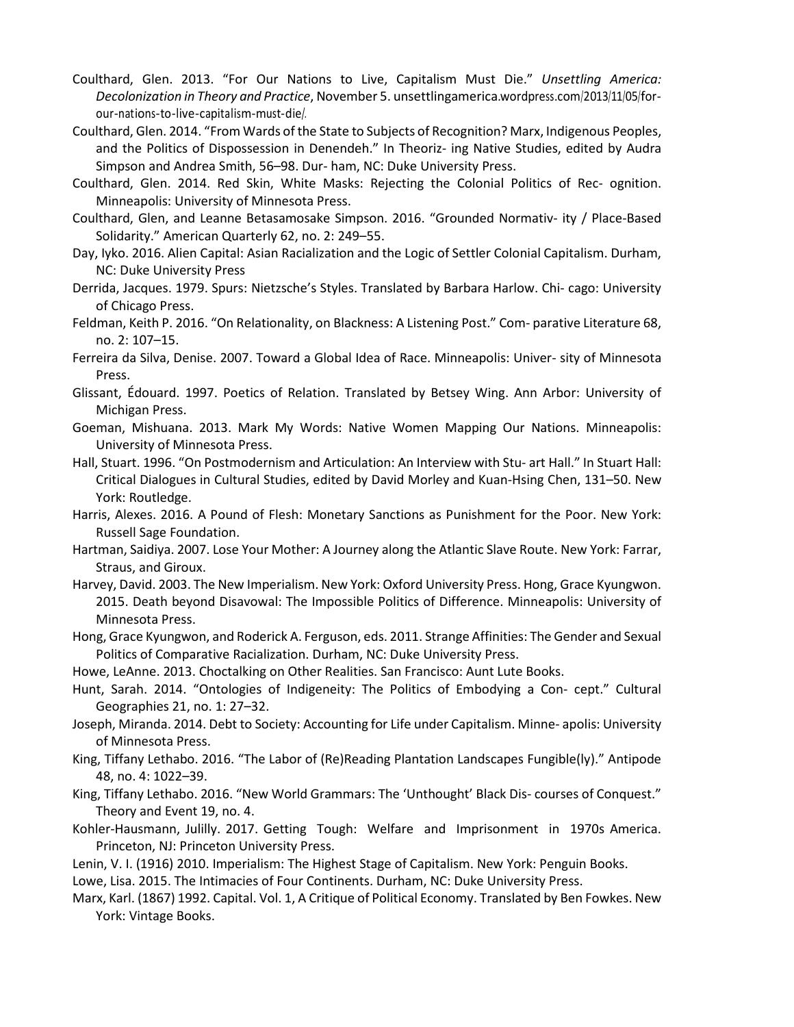Coulthard, Glen. 2013. "For Our Nations to Live, Capitalism Must Die." *Unsettling America: Decolonization in Theory and Practice*, November 5. unsettlingamerica.wordpress.com/2013/11/05/for-our-nations-to-live-capitalism-must-die/.

Coulthard, Glen. 2014. "From Wards of the State to Subjects of Recognition? Marx, Indigenous Peoples, and the Politics of Dispossession in Denendeh." In Theoriz- ing Native Studies, edited by Audra Simpson and Andrea Smith, 56–98. Dur- ham, NC: Duke University Press.

Coulthard, Glen. 2014. Red Skin, White Masks: Rejecting the Colonial Politics of Rec- ognition. Minneapolis: University of Minnesota Press.

Coulthard, Glen, and Leanne Betasamosake Simpson. 2016. "Grounded Normativ- ity / Place-Based Solidarity." American Quarterly 62, no. 2: 249–55.

Day, Iyko. 2016. Alien Capital: Asian Racialization and the Logic of Settler Colonial Capitalism. Durham, NC: Duke University Press

Derrida, Jacques. 1979. Spurs: Nietzsche's Styles. Translated by Barbara Harlow. Chi- cago: University of Chicago Press.

Feldman, Keith P. 2016. "On Relationality, on Blackness: A Listening Post." Com- parative Literature 68, no. 2: 107–15.

Ferreira da Silva, Denise. 2007. Toward a Global Idea of Race. Minneapolis: Univer- sity of Minnesota Press.

Glissant, Édouard. 1997. Poetics of Relation. Translated by Betsey Wing. Ann Arbor: University of Michigan Press.

Goeman, Mishuana. 2013. Mark My Words: Native Women Mapping Our Nations. Minneapolis: University of Minnesota Press.

Hall, Stuart. 1996. "On Postmodernism and Articulation: An Interview with Stu- art Hall." In Stuart Hall: Critical Dialogues in Cultural Studies, edited by David Morley and Kuan-Hsing Chen, 131–50. New York: Routledge.

Harris, Alexes. 2016. A Pound of Flesh: Monetary Sanctions as Punishment for the Poor. New York: Russell Sage Foundation.

Hartman, Saidiya. 2007. Lose Your Mother: A Journey along the Atlantic Slave Route. New York: Farrar, Straus, and Giroux.

Harvey, David. 2003. The New Imperialism. New York: Oxford University Press. Hong, Grace Kyungwon. 2015. Death beyond Disavowal: The Impossible Politics of Difference. Minneapolis: University of Minnesota Press.

Hong, Grace Kyungwon, and Roderick A. Ferguson, eds. 2011. Strange Affinities: The Gender and Sexual Politics of Comparative Racialization. Durham, NC: Duke University Press.

Howe, LeAnne. 2013. Choctalking on Other Realities. San Francisco: Aunt Lute Books.

Hunt, Sarah. 2014. "Ontologies of Indigeneity: The Politics of Embodying a Con- cept." Cultural Geographies 21, no. 1: 27–32.

Joseph, Miranda. 2014. Debt to Society: Accounting for Life under Capitalism. Minne- apolis: University of Minnesota Press.

King, Tiffany Lethabo. 2016. "The Labor of (Re)Reading Plantation Landscapes Fungible(ly)." Antipode 48, no. 4: 1022–39.

King, Tiffany Lethabo. 2016. "New World Grammars: The 'Unthought' Black Dis- courses of Conquest." Theory and Event 19, no. 4.

Kohler-Hausmann, Julilly. 2017. Getting Tough: Welfare and Imprisonment in 1970s America. Princeton, NJ: Princeton University Press.

Lenin, V. I. (1916) 2010. Imperialism: The Highest Stage of Capitalism. New York: Penguin Books.

Lowe, Lisa. 2015. The Intimacies of Four Continents. Durham, NC: Duke University Press.

Marx, Karl. (1867) 1992. Capital. Vol. 1, A Critique of Political Economy. Translated by Ben Fowkes. New York: Vintage Books.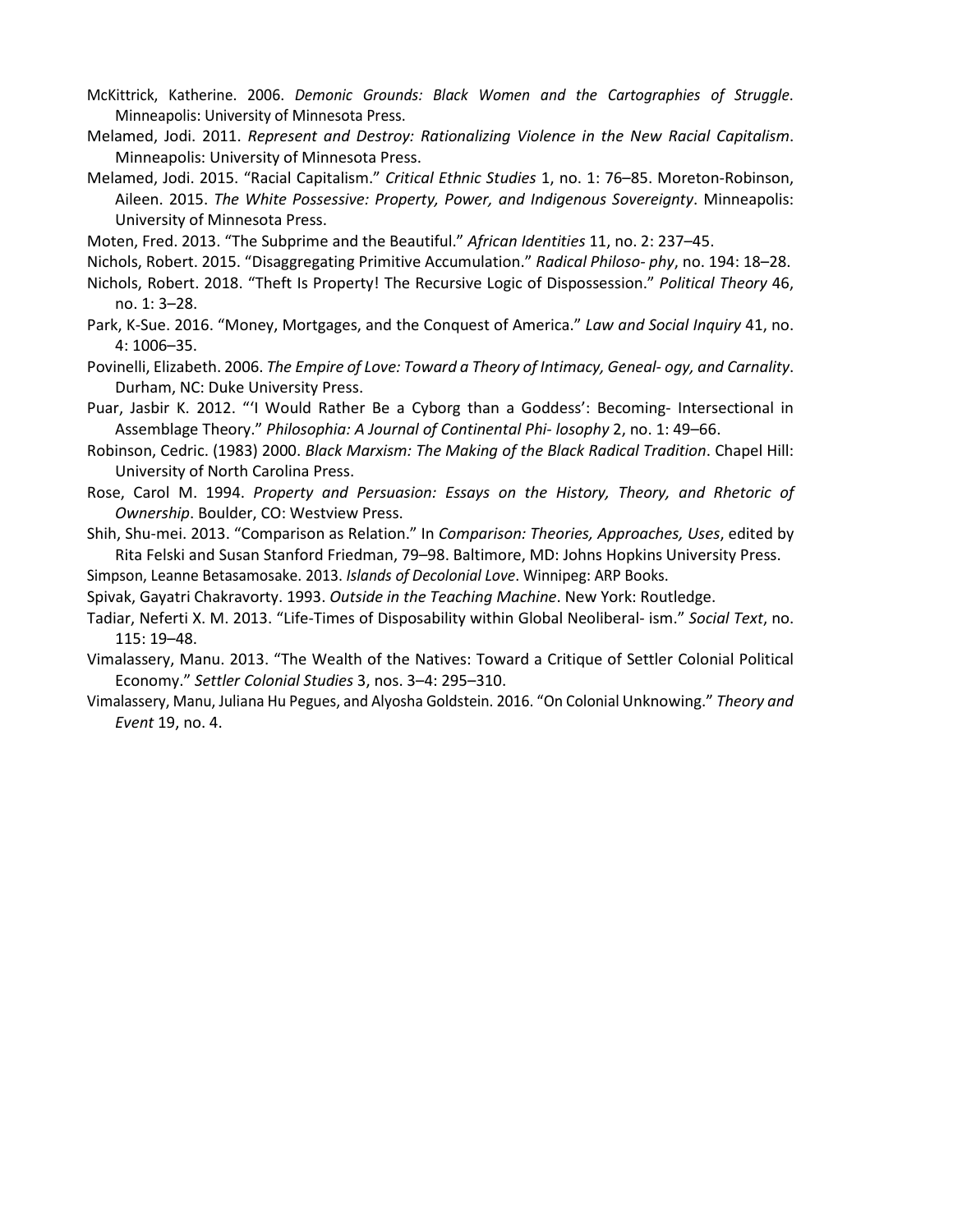McKittrick, Katherine. 2006. *Demonic Grounds: Black Women and the Cartographies of Struggle*. Minneapolis: University of Minnesota Press.

Melamed, Jodi. 2011. *Represent and Destroy: Rationalizing Violence in the New Racial Capitalism*. Minneapolis: University of Minnesota Press.

Melamed, Jodi. 2015. "Racial Capitalism." *Critical Ethnic Studies* 1, no. 1: 76–85. Moreton-Robinson, Aileen. 2015. *The White Possessive: Property, Power, and Indigenous Sovereignty*. Minneapolis: University of Minnesota Press.

Moten, Fred. 2013. "The Subprime and the Beautiful." *African Identities* 11, no. 2: 237–45.

Nichols, Robert. 2015. "Disaggregating Primitive Accumulation." *Radical Philoso- phy*, no. 194: 18–28.

Nichols, Robert. 2018. "Theft Is Property! The Recursive Logic of Dispossession." *Political Theory* 46, no. 1: 3–28.

Park, K-Sue. 2016. "Money, Mortgages, and the Conquest of America." *Law and Social Inquiry* 41, no. 4: 1006–35.

Povinelli, Elizabeth. 2006. *The Empire of Love: Toward a Theory of Intimacy, Geneal- ogy, and Carnality*. Durham, NC: Duke University Press.

Puar, Jasbir K. 2012. "'I Would Rather Be a Cyborg than a Goddess': Becoming- Intersectional in Assemblage Theory." *Philosophia: A Journal of Continental Phi- losophy* 2, no. 1: 49–66.

Robinson, Cedric. (1983) 2000. *Black Marxism: The Making of the Black Radical Tradition*. Chapel Hill: University of North Carolina Press.

Rose, Carol M. 1994. *Property and Persuasion: Essays on the History, Theory, and Rhetoric of Ownership*. Boulder, CO: Westview Press.

Shih, Shu-mei. 2013. "Comparison as Relation." In *Comparison: Theories, Approaches, Uses*, edited by Rita Felski and Susan Stanford Friedman, 79–98. Baltimore, MD: Johns Hopkins University Press.

Simpson, Leanne Betasamosake. 2013. *Islands of Decolonial Love*. Winnipeg: ARP Books.

Spivak, Gayatri Chakravorty. 1993. *Outside in the Teaching Machine*. New York: Routledge.

Tadiar, Neferti X. M. 2013. "Life-Times of Disposability within Global Neoliberal- ism." *Social Text*, no. 115: 19–48.

Vimalassery, Manu. 2013. "The Wealth of the Natives: Toward a Critique of Settler Colonial Political Economy." *Settler Colonial Studies* 3, nos. 3–4: 295–310.

Vimalassery, Manu, Juliana Hu Pegues, and Alyosha Goldstein. 2016. "On Colonial Unknowing." *Theory and Event* 19, no. 4.